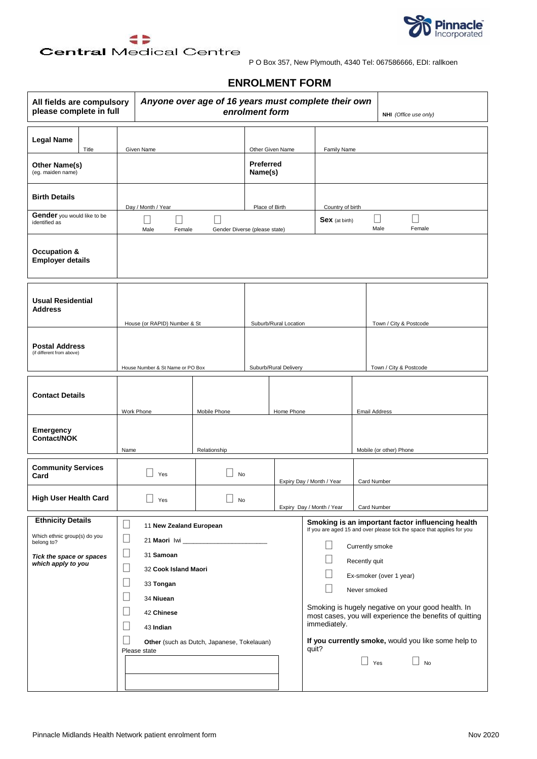Central Medical Centre

Pinnacle Incorporated

P O Box 357, New Plymouth, 4340 Tel: 067586666, EDI: rallkoen

# ENROLMENT FORM

| **All fields are compulsory please complete in full** | ***Anyone over age of 16 years must complete their own enrolment form*** | **NHI** *(Office use only)* |
|---|---|---|

| | | | | |
|---|---|---|---|---|
| **Legal Name** | Title | Given Name | Other Given Name | Family Name |
| **Other Name(s)** (eg. maiden name) | | | **Preferred Name(s)** | |
| **Birth Details** | | Day / Month / Year | Place of Birth | Country of birth |
| **Gender** you would like to be identified as | | ☐ Male ☐ Female ☐ Gender Diverse (please state) | **Sex** (at birth) | ☐ Male ☐ Female |
| **Occupation & Employer details** | | | | |

| | | | |
|---|---|---|---|
| **Usual Residential Address** | House (or RAPID) Number & St | Suburb/Rural Location | Town / City & Postcode |
| **Postal Address** (if different from above) | House Number & St Name or PO Box | Suburb/Rural Delivery | Town / City & Postcode |

| | | | | |
|---|---|---|---|---|
| **Contact Details** | Work Phone | Mobile Phone | Home Phone | Email Address |
| **Emergency Contact/NOK** | Name | Relationship | | Mobile (or other) Phone |

| | | | | |
|---|---|---|---|---|
| **Community Services Card** | ☐ Yes | ☐ No | Expiry Day / Month / Year | Card Number |
| **High User Health Card** | ☐ Yes | ☐ No | Expiry Day / Month / Year | Card Number |

**Ethnicity Details**

Which ethnic group(s) do you belong to?

***Tick the space or spaces which apply to you***

- ☐ 11 **New Zealand European**
- ☐ 21 **Maori** Iwi ______________________
- ☐ 31 **Samoan**
- ☐ 32 **Cook Island Maori**
- ☐ 33 **Tongan**
- ☐ 34 **Niuean**
- ☐ 42 **Chinese**
- ☐ 43 **Indian**
- ☐ **Other** (such as Dutch, Japanese, Tokelauan)

Please state

**Smoking is an important factor influencing health**

If you are aged 15 and over please tick the space that applies for you

- ☐ Currently smoke
- ☐ Recently quit
- ☐ Ex-smoker (over 1 year)
- ☐ Never smoked

Smoking is hugely negative on your good health. In most cases, you will experience the benefits of quitting immediately.

**If you currently smoke,** would you like some help to quit?

☐ Yes ☐ No

Pinnacle Midlands Health Network patient enrolment form

Nov 2020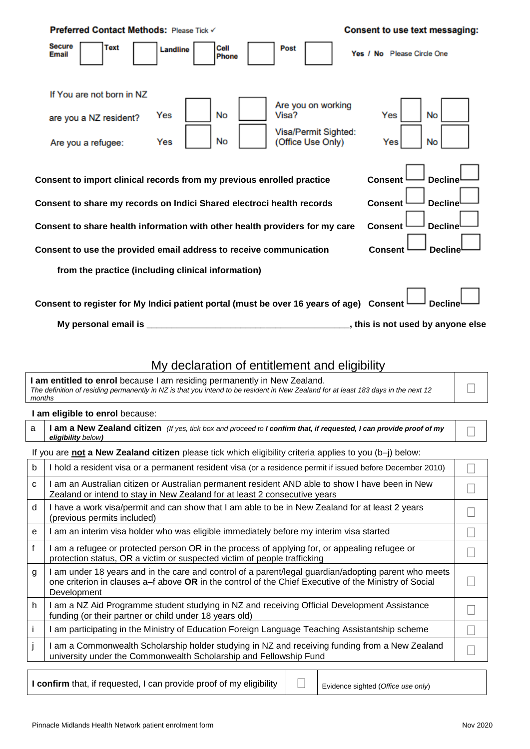**Preferred Contact Methods:** Please Tick ✓

| Secure Email | ☐ | Text | ☐ | Landline | ☐ | Cell Phone | ☐ | Post | ☐ |
|---|---|---|---|---|---|---|---|---|---|

**Consent to use text messaging:** **Yes / No** Please Circle One

If You are not born in NZ

| | | | | | | | | |
|---|---|---|---|---|---|---|---|---|
| are you a NZ resident? | Yes | ☐ | No | ☐ | Are you on working Visa? | Yes ☐ | No | ☐ |
| Are you a refugee: | Yes | ☐ | No | ☐ | Visa/Permit Sighted: (Office Use Only) | Yes ☐ | No | ☐ |

| | | |
|---|---|---|
| **Consent to import clinical records from my previous enrolled practice** | **Consent** ☐ | **Decline** ☐ |
| **Consent to share my records on Indici Shared electroci health records** | **Consent** ☐ | **Decline** ☐ |
| **Consent to share health information with other health providers for my care** | **Consent** ☐ | **Decline** ☐ |
| **Consent to use the provided email address to receive communication from the practice (including clinical information)** | **Consent** ☐ | **Decline** ☐ |
| **Consent to register for My Indici patient portal (must be over 16 years of age)** | **Consent** ☐ | **Decline** ☐ |

**My personal email is \_\_\_\_\_\_\_\_\_\_\_\_\_\_\_\_\_\_\_\_\_\_\_\_\_\_\_\_\_\_\_\_\_\_\_\_\_\_\_\_\_\_, this is not used by anyone else**

## My declaration of entitlement and eligibility

| | |
|---|---|
| **I am entitled to enrol** because I am residing permanently in New Zealand. *The definition of residing permanently in NZ is that you intend to be resident in New Zealand for at least 183 days in the next 12 months* | ☐ |

**I am eligible to enrol** because:

| | | |
|---|---|---|
| a | **I am a New Zealand citizen** *(If yes, tick box and proceed to **I confirm that, if requested, I can provide proof of my eligibility** below)* | ☐ |

If you are **not** **a New Zealand citizen** please tick which eligibility criteria applies to you (b–j) below:

| | | |
|---|---|---|
| b | I hold a resident visa or a permanent resident visa (or a residence permit if issued before December 2010) | ☐ |
| c | I am an Australian citizen or Australian permanent resident AND able to show I have been in New Zealand or intend to stay in New Zealand for at least 2 consecutive years | ☐ |
| d | I have a work visa/permit and can show that I am able to be in New Zealand for at least 2 years (previous permits included) | ☐ |
| e | I am an interim visa holder who was eligible immediately before my interim visa started | ☐ |
| f | I am a refugee or protected person OR in the process of applying for, or appealing refugee or protection status, OR a victim or suspected victim of people trafficking | ☐ |
| g | I am under 18 years and in the care and control of a parent/legal guardian/adopting parent who meets one criterion in clauses a–f above **OR** in the control of the Chief Executive of the Ministry of Social Development | ☐ |
| h | I am a NZ Aid Programme student studying in NZ and receiving Official Development Assistance funding (or their partner or child under 18 years old) | ☐ |
| i | I am participating in the Ministry of Education Foreign Language Teaching Assistantship scheme | ☐ |
| j | I am a Commonwealth Scholarship holder studying in NZ and receiving funding from a New Zealand university under the Commonwealth Scholarship and Fellowship Fund | ☐ |

| | | |
|---|---|---|
| **I confirm** that, if requested, I can provide proof of my eligibility | ☐ | Evidence sighted (*Office use only*) |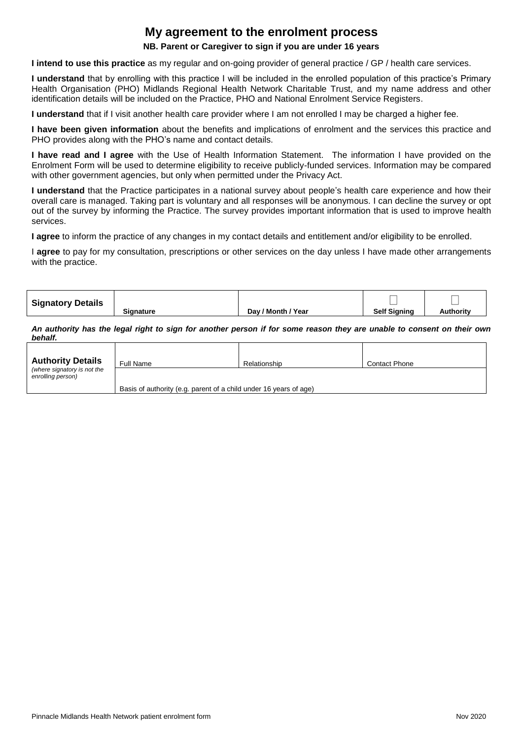# My agreement to the enrolment process

**NB. Parent or Caregiver to sign if you are under 16 years**

**I intend to use this practice** as my regular and on-going provider of general practice / GP / health care services.

**I understand** that by enrolling with this practice I will be included in the enrolled population of this practice's Primary Health Organisation (PHO) Midlands Regional Health Network Charitable Trust, and my name address and other identification details will be included on the Practice, PHO and National Enrolment Service Registers.

**I understand** that if I visit another health care provider where I am not enrolled I may be charged a higher fee.

**I have been given information** about the benefits and implications of enrolment and the services this practice and PHO provides along with the PHO's name and contact details.

**I have read and I agree** with the Use of Health Information Statement. The information I have provided on the Enrolment Form will be used to determine eligibility to receive publicly-funded services. Information may be compared with other government agencies, but only when permitted under the Privacy Act.

**I understand** that the Practice participates in a national survey about people's health care experience and how their overall care is managed. Taking part is voluntary and all responses will be anonymous. I can decline the survey or opt out of the survey by informing the Practice. The survey provides important information that is used to improve health services.

**I agree** to inform the practice of any changes in my contact details and entitlement and/or eligibility to be enrolled.

I **agree** to pay for my consultation, prescriptions or other services on the day unless I have made other arrangements with the practice.

| **Signatory Details** | **Signature** | **Day / Month / Year** | ☐ **Self Signing** | ☐ **Authority** |
|---|---|---|---|---|

***An authority has the legal right to sign for another person if for some reason they are unable to consent on their own behalf.***

| **Authority Details** *(where signatory is not the enrolling person)* | Full Name | Relationship | Contact Phone |
|---|---|---|---|
| | Basis of authority (e.g. parent of a child under 16 years of age) | | |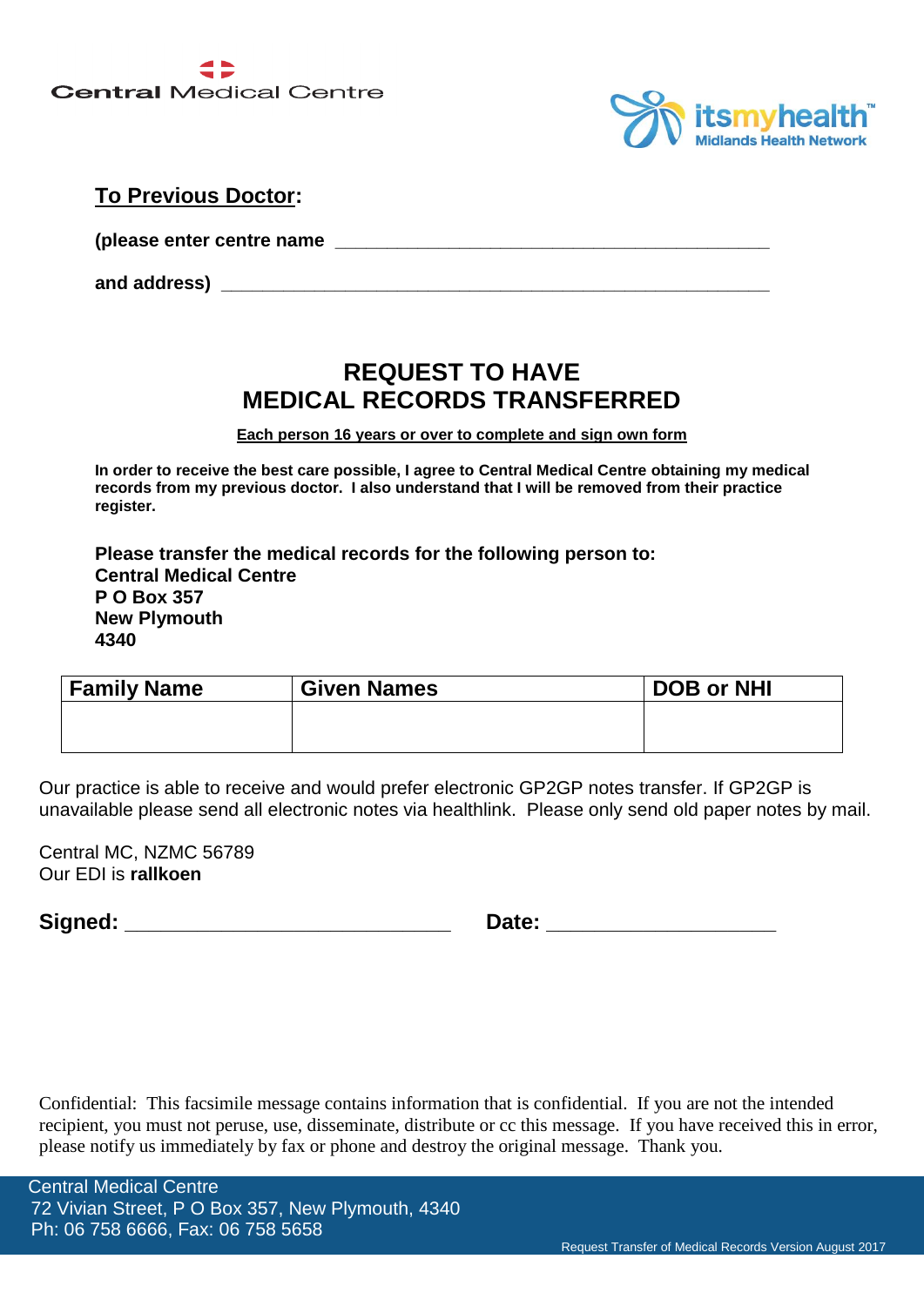Central Medical Centre

itsmyhealth™
Midlands Health Network

**<u>To Previous Doctor</u>:**

**(please enter centre name** ___________________________________________

**and address)** _______________________________________________________

## REQUEST TO HAVE MEDICAL RECORDS TRANSFERRED

**<u>Each person 16 years or over to complete and sign own form</u>**

**In order to receive the best care possible, I agree to Central Medical Centre obtaining my medical records from my previous doctor. I also understand that I will be removed from their practice register.**

**Please transfer the medical records for the following person to:**
**Central Medical Centre**
**P O Box 357**
**New Plymouth**
**4340**

| Family Name | Given Names | DOB or NHI |
|---|---|---|
| | | |

Our practice is able to receive and would prefer electronic GP2GP notes transfer. If GP2GP is unavailable please send all electronic notes via healthlink. Please only send old paper notes by mail.

Central MC, NZMC 56789
Our EDI is **rallkoen**

**Signed:** ____________________________ **Date:** ____________________

Confidential: This facsimile message contains information that is confidential. If you are not the intended recipient, you must not peruse, use, disseminate, distribute or cc this message. If you have received this in error, please notify us immediately by fax or phone and destroy the original message. Thank you.

Central Medical Centre
72 Vivian Street, P O Box 357, New Plymouth, 4340
Ph: 06 758 6666, Fax: 06 758 5658

Request Transfer of Medical Records Version August 2017